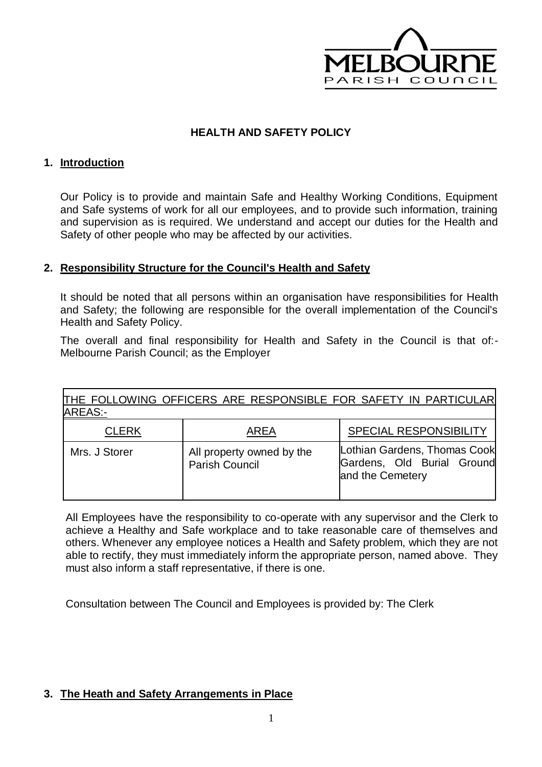MELBOURNE PARISH COUNCIL

# HEALTH AND SAFETY POLICY

## 1. Introduction

Our Policy is to provide and maintain Safe and Healthy Working Conditions, Equipment and Safe systems of work for all our employees, and to provide such information, training and supervision as is required. We understand and accept our duties for the Health and Safety of other people who may be affected by our activities.

## 2. Responsibility Structure for the Council's Health and Safety

It should be noted that all persons within an organisation have responsibilities for Health and Safety; the following are responsible for the overall implementation of the Council's Health and Safety Policy.

The overall and final responsibility for Health and Safety in the Council is that of:- Melbourne Parish Council; as the Employer

| THE FOLLOWING OFFICERS ARE RESPONSIBLE FOR SAFETY IN PARTICULAR AREAS:- | | |
|---|---|---|
| CLERK | AREA | SPECIAL RESPONSIBILITY |
| Mrs. J Storer | All property owned by the Parish Council | Lothian Gardens, Thomas Cook Gardens, Old Burial Ground and the Cemetery |

All Employees have the responsibility to co-operate with any supervisor and the Clerk to achieve a Healthy and Safe workplace and to take reasonable care of themselves and others. Whenever any employee notices a Health and Safety problem, which they are not able to rectify, they must immediately inform the appropriate person, named above. They must also inform a staff representative, if there is one.

Consultation between The Council and Employees is provided by: The Clerk

## 3. The Heath and Safety Arrangements in Place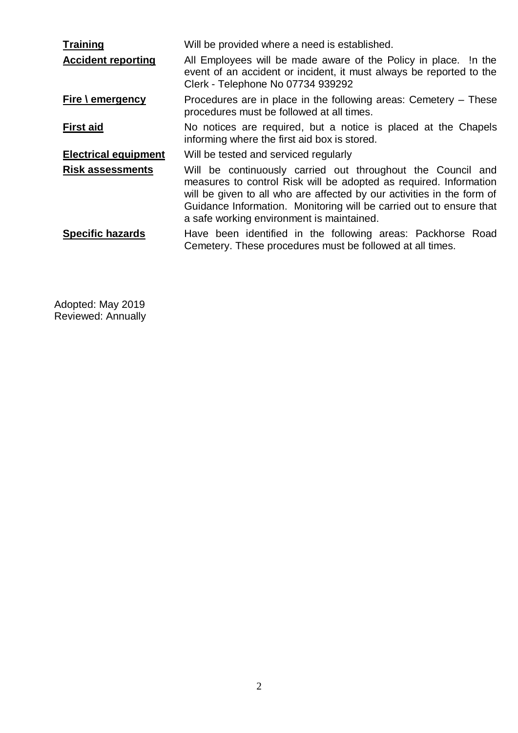| | |
|---|---|
| **Training** | Will be provided where a need is established. |
| **Accident reporting** | All Employees will be made aware of the Policy in place. !n the event of an accident or incident, it must always be reported to the Clerk - Telephone No 07734 939292 |
| **Fire \ emergency** | Procedures are in place in the following areas: Cemetery – These procedures must be followed at all times. |
| **First aid** | No notices are required, but a notice is placed at the Chapels informing where the first aid box is stored. |
| **Electrical equipment** | Will be tested and serviced regularly |
| **Risk assessments** | Will be continuously carried out throughout the Council and measures to control Risk will be adopted as required. Information will be given to all who are affected by our activities in the form of Guidance Information. Monitoring will be carried out to ensure that a safe working environment is maintained. |
| **Specific hazards** | Have been identified in the following areas: Packhorse Road Cemetery. These procedures must be followed at all times. |

Adopted: May 2019
Reviewed: Annually